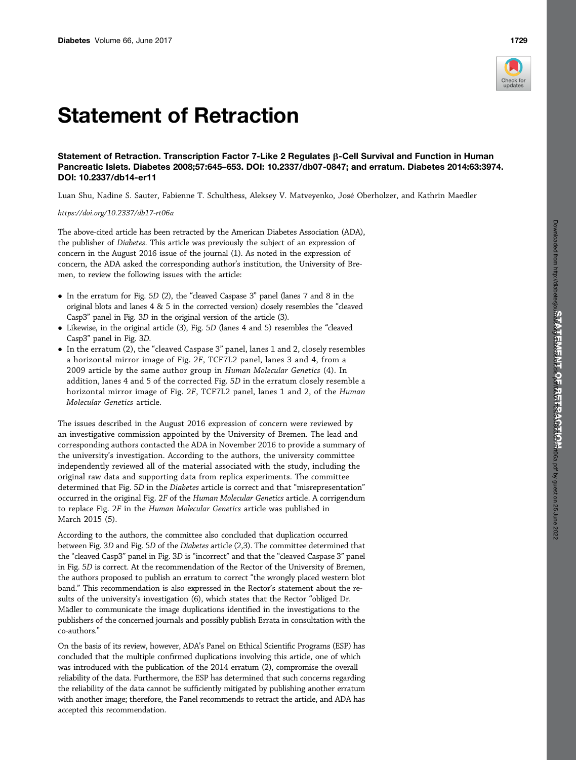# Statement of Retraction

**Statement of Retraction. Transcription Factor 7-Like 2 Regulates β-Cell Survival and Function in Human Pancreatic Islets. Diabetes 2008;57:645–653. DOI: 10.2337/db07-0847; and erratum. Diabetes 2014:63:3974. DOI: 10.2337/db14-er11**

Luan Shu, Nadine S. Sauter, Fabienne T. Schulthess, Aleksey V. Matveyenko, José Oberholzer, and Kathrin Maedler

*https://doi.org/10.2337/db17-rt06a*

The above-cited article has been retracted by the American Diabetes Association (ADA), the publisher of *Diabetes*. This article was previously the subject of an expression of concern in the August 2016 issue of the journal (1). As noted in the expression of concern, the ADA asked the corresponding author's institution, the University of Bremen, to review the following issues with the article:

- In the erratum for Fig. 5*D* (2), the "cleaved Caspase 3" panel (lanes 7 and 8 in the original blots and lanes 4 & 5 in the corrected version) closely resembles the "cleaved Casp3" panel in Fig. 3*D* in the original version of the article (3).
- Likewise, in the original article (3), Fig. 5*D* (lanes 4 and 5) resembles the "cleaved Casp3" panel in Fig. 3*D*.
- In the erratum (2), the "cleaved Caspase 3" panel, lanes 1 and 2, closely resembles a horizontal mirror image of Fig. 2*F*, TCF7L2 panel, lanes 3 and 4, from a 2009 article by the same author group in *Human Molecular Genetics* (4). In addition, lanes 4 and 5 of the corrected Fig. 5*D* in the erratum closely resemble a horizontal mirror image of Fig. 2*F*, TCF7L2 panel, lanes 1 and 2, of the *Human Molecular Genetics* article.

The issues described in the August 2016 expression of concern were reviewed by an investigative commission appointed by the University of Bremen. The lead and corresponding authors contacted the ADA in November 2016 to provide a summary of the university's investigation. According to the authors, the university committee independently reviewed all of the material associated with the study, including the original raw data and supporting data from replica experiments. The committee determined that Fig. 5*D* in the *Diabetes* article is correct and that "misrepresentation" occurred in the original Fig. 2*F* of the *Human Molecular Genetics* article. A corrigendum to replace Fig. 2*F* in the *Human Molecular Genetics* article was published in March 2015 (5).

According to the authors, the committee also concluded that duplication occurred between Fig. 3*D* and Fig. 5*D* of the *Diabetes* article (2,3). The committee determined that the "cleaved Casp3" panel in Fig. 3*D* is "incorrect" and that the "cleaved Caspase 3" panel in Fig. 5*D* is correct. At the recommendation of the Rector of the University of Bremen, the authors proposed to publish an erratum to correct "the wrongly placed western blot band." This recommendation is also expressed in the Rector's statement about the results of the university's investigation (6), which states that the Rector "obliged Dr. Mädler to communicate the image duplications identified in the investigations to the publishers of the concerned journals and possibly publish Errata in consultation with the co-authors."

On the basis of its review, however, ADA's Panel on Ethical Scientific Programs (ESP) has concluded that the multiple confirmed duplications involving this article, one of which was introduced with the publication of the 2014 erratum (2), compromise the overall reliability of the data. Furthermore, the ESP has determined that such concerns regarding the reliability of the data cannot be sufficiently mitigated by publishing another erratum with another image; therefore, the Panel recommends to retract the article, and ADA has accepted this recommendation.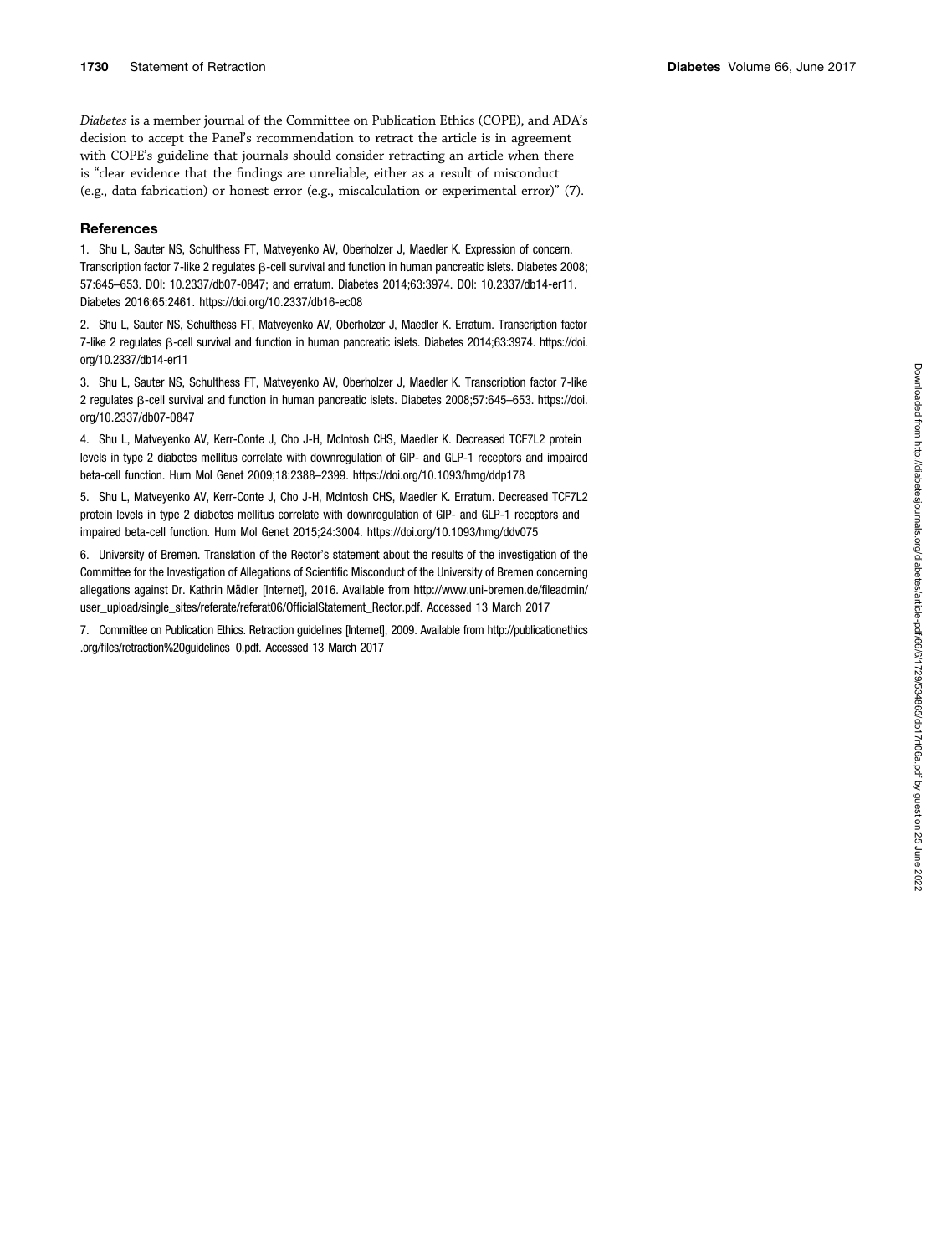*Diabetes* is a member journal of the Committee on Publication Ethics (COPE), and ADA's decision to accept the Panel's recommendation to retract the article is in agreement with COPE's guideline that journals should consider retracting an article when there is "clear evidence that the findings are unreliable, either as a result of misconduct (e.g., data fabrication) or honest error (e.g., miscalculation or experimental error)" (7).

## References

1. Shu L, Sauter NS, Schulthess FT, Matveyenko AV, Oberholzer J, Maedler K. Expression of concern. Transcription factor 7-like 2 regulates β-cell survival and function in human pancreatic islets. Diabetes 2008; 57:645–653. DOI: 10.2337/db07-0847; and erratum. Diabetes 2014;63:3974. DOI: 10.2337/db14-er11. Diabetes 2016;65:2461. https://doi.org/10.2337/db16-ec08

2. Shu L, Sauter NS, Schulthess FT, Matveyenko AV, Oberholzer J, Maedler K. Erratum. Transcription factor 7-like 2 regulates β-cell survival and function in human pancreatic islets. Diabetes 2014;63:3974. https://doi.org/10.2337/db14-er11

3. Shu L, Sauter NS, Schulthess FT, Matveyenko AV, Oberholzer J, Maedler K. Transcription factor 7-like 2 regulates β-cell survival and function in human pancreatic islets. Diabetes 2008;57:645–653. https://doi.org/10.2337/db07-0847

4. Shu L, Matveyenko AV, Kerr-Conte J, Cho J-H, McIntosh CHS, Maedler K. Decreased TCF7L2 protein levels in type 2 diabetes mellitus correlate with downregulation of GIP- and GLP-1 receptors and impaired beta-cell function. Hum Mol Genet 2009;18:2388–2399. https://doi.org/10.1093/hmg/ddp178

5. Shu L, Matveyenko AV, Kerr-Conte J, Cho J-H, McIntosh CHS, Maedler K. Erratum. Decreased TCF7L2 protein levels in type 2 diabetes mellitus correlate with downregulation of GIP- and GLP-1 receptors and impaired beta-cell function. Hum Mol Genet 2015;24:3004. https://doi.org/10.1093/hmg/ddv075

6. University of Bremen. Translation of the Rector's statement about the results of the investigation of the Committee for the Investigation of Allegations of Scientific Misconduct of the University of Bremen concerning allegations against Dr. Kathrin Mädler [Internet], 2016. Available from http://www.uni-bremen.de/fileadmin/user_upload/single_sites/referate/referat06/OfficialStatement_Rector.pdf. Accessed 13 March 2017

7. Committee on Publication Ethics. Retraction guidelines [Internet], 2009. Available from http://publicationethics.org/files/retraction%20guidelines_0.pdf. Accessed 13 March 2017